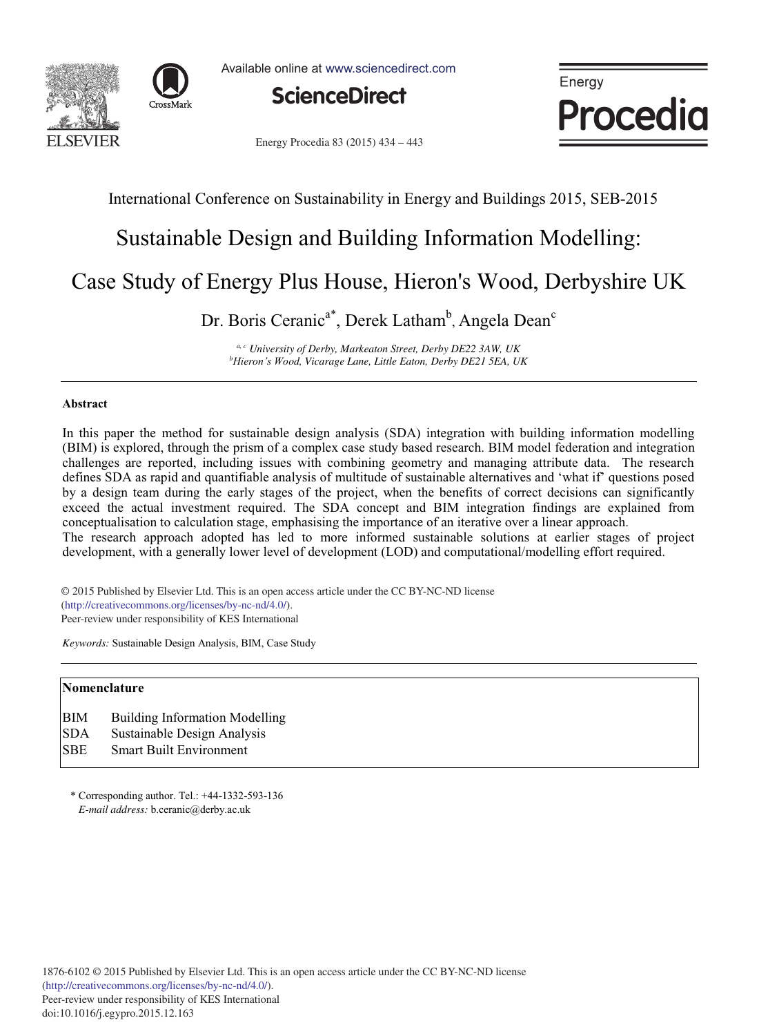International Conference on Sustainability in Energy and Buildings 2015, SEB-2015

# Sustainable Design and Building Information Modelling: Case Study of Energy Plus House, Hieron's Wood, Derbyshire UK

Dr. Boris Ceranic[a*], Derek Latham[b], Angela Dean[c]

[a, c] *University of Derby, Markeaton Street, Derby DE22 3AW, UK*
[b] *Hieron's Wood, Vicarage Lane, Little Eaton, Derby DE21 5EA, UK*

## Abstract

In this paper the method for sustainable design analysis (SDA) integration with building information modelling (BIM) is explored, through the prism of a complex case study based research. BIM model federation and integration challenges are reported, including issues with combining geometry and managing attribute data. The research defines SDA as rapid and quantifiable analysis of multitude of sustainable alternatives and 'what if' questions posed by a design team during the early stages of the project, when the benefits of correct decisions can significantly exceed the actual investment required. The SDA concept and BIM integration findings are explained from conceptualisation to calculation stage, emphasising the importance of an iterative over a linear approach.

The research approach adopted has led to more informed sustainable solutions at earlier stages of project development, with a generally lower level of development (LOD) and computational/modelling effort required.

© 2015 Published by Elsevier Ltd. This is an open access article under the CC BY-NC-ND license (http://creativecommons.org/licenses/by-nc-nd/4.0/).
Peer-review under responsibility of KES International

*Keywords:* Sustainable Design Analysis, BIM, Case Study

## Nomenclature

| | |
|---|---|
| BIM | Building Information Modelling |
| SDA | Sustainable Design Analysis |
| SBE | Smart Built Environment |

\* Corresponding author. Tel.: +44-1332-593-136
*E-mail address:* b.ceranic@derby.ac.uk

1876-6102 © 2015 Published by Elsevier Ltd. This is an open access article under the CC BY-NC-ND license (http://creativecommons.org/licenses/by-nc-nd/4.0/).
Peer-review under responsibility of KES International
doi:10.1016/j.egypro.2015.12.163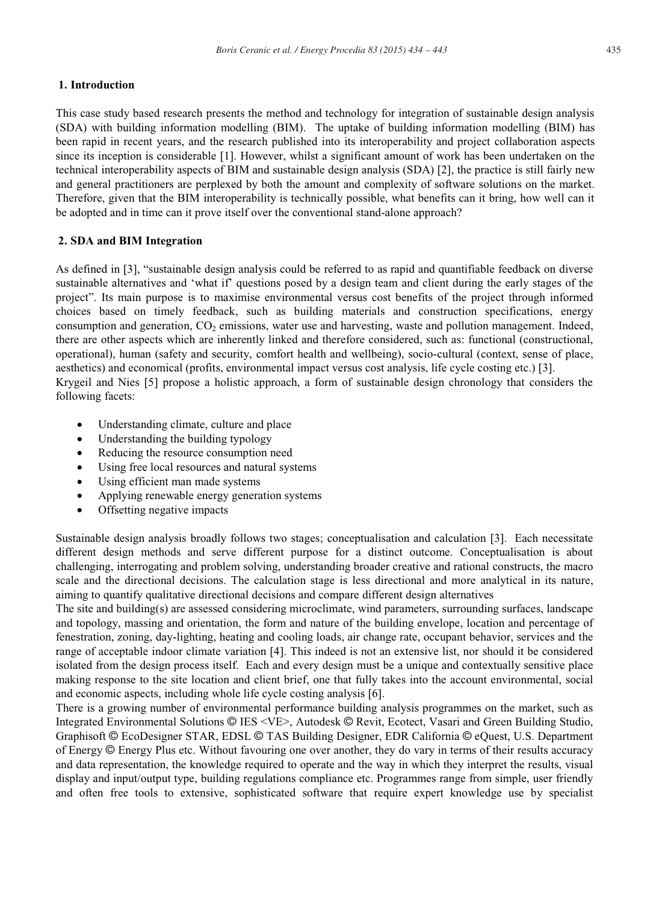## 1. Introduction

This case study based research presents the method and technology for integration of sustainable design analysis (SDA) with building information modelling (BIM). The uptake of building information modelling (BIM) has been rapid in recent years, and the research published into its interoperability and project collaboration aspects since its inception is considerable [1]. However, whilst a significant amount of work has been undertaken on the technical interoperability aspects of BIM and sustainable design analysis (SDA) [2], the practice is still fairly new and general practitioners are perplexed by both the amount and complexity of software solutions on the market. Therefore, given that the BIM interoperability is technically possible, what benefits can it bring, how well can it be adopted and in time can it prove itself over the conventional stand-alone approach?

## 2. SDA and BIM Integration

As defined in [3], "sustainable design analysis could be referred to as rapid and quantifiable feedback on diverse sustainable alternatives and 'what if' questions posed by a design team and client during the early stages of the project". Its main purpose is to maximise environmental versus cost benefits of the project through informed choices based on timely feedback, such as building materials and construction specifications, energy consumption and generation, $CO_2$ emissions, water use and harvesting, waste and pollution management. Indeed, there are other aspects which are inherently linked and therefore considered, such as: functional (constructional, operational), human (safety and security, comfort health and wellbeing), socio-cultural (context, sense of place, aesthetics) and economical (profits, environmental impact versus cost analysis, life cycle costing etc.) [3].
Krygeil and Nies [5] propose a holistic approach, a form of sustainable design chronology that considers the following facets:

- Understanding climate, culture and place
- Understanding the building typology
- Reducing the resource consumption need
- Using free local resources and natural systems
- Using efficient man made systems
- Applying renewable energy generation systems
- Offsetting negative impacts

Sustainable design analysis broadly follows two stages; conceptualisation and calculation [3]. Each necessitate different design methods and serve different purpose for a distinct outcome. Conceptualisation is about challenging, interrogating and problem solving, understanding broader creative and rational constructs, the macro scale and the directional decisions. The calculation stage is less directional and more analytical in its nature, aiming to quantify qualitative directional decisions and compare different design alternatives
The site and building(s) are assessed considering microclimate, wind parameters, surrounding surfaces, landscape and topology, massing and orientation, the form and nature of the building envelope, location and percentage of fenestration, zoning, day-lighting, heating and cooling loads, air change rate, occupant behavior, services and the range of acceptable indoor climate variation [4]. This indeed is not an extensive list, nor should it be considered isolated from the design process itself. Each and every design must be a unique and contextually sensitive place making response to the site location and client brief, one that fully takes into the account environmental, social and economic aspects, including whole life cycle costing analysis [6].
There is a growing number of environmental performance building analysis programmes on the market, such as Integrated Environmental Solutions © IES <VE>, Autodesk © Revit, Ecotect, Vasari and Green Building Studio, Graphisoft © EcoDesigner STAR, EDSL © TAS Building Designer, EDR California © eQuest, U.S. Department of Energy © Energy Plus etc. Without favouring one over another, they do vary in terms of their results accuracy and data representation, the knowledge required to operate and the way in which they interpret the results, visual display and input/output type, building regulations compliance etc. Programmes range from simple, user friendly and often free tools to extensive, sophisticated software that require expert knowledge use by specialist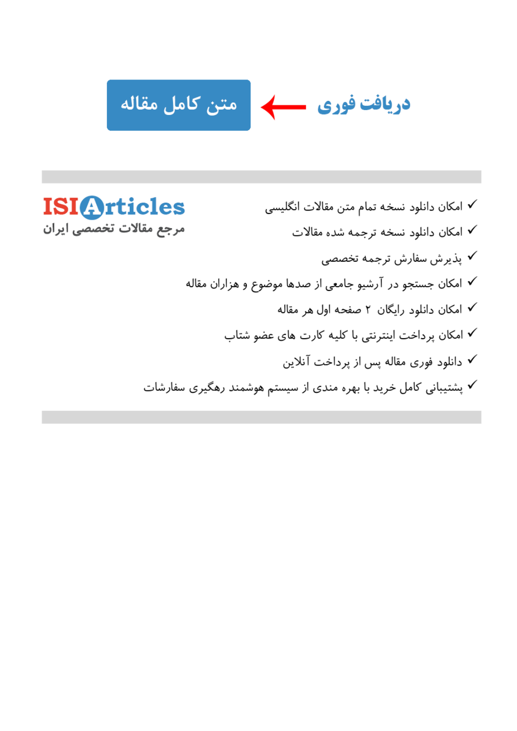دریافت فوری ← متن کامل مقاله

**ISIArticles**
مرجع مقالات تخصصی ایران

- ✓ امکان دانلود نسخه تمام متن مقالات انگلیسی
- ✓ امکان دانلود نسخه ترجمه شده مقالات
- ✓ پذیرش سفارش ترجمه تخصصی
- ✓ امکان جستجو در آرشیو جامعی از صدها موضوع و هزاران مقاله
- ✓ امکان دانلود رایگان ۲ صفحه اول هر مقاله
- ✓ امکان پرداخت اینترنتی با کلیه کارت های عضو شتاب
- ✓ دانلود فوری مقاله پس از پرداخت آنلاین
- ✓ پشتیبانی کامل خرید با بهره مندی از سیستم هوشمند رهگیری سفارشات